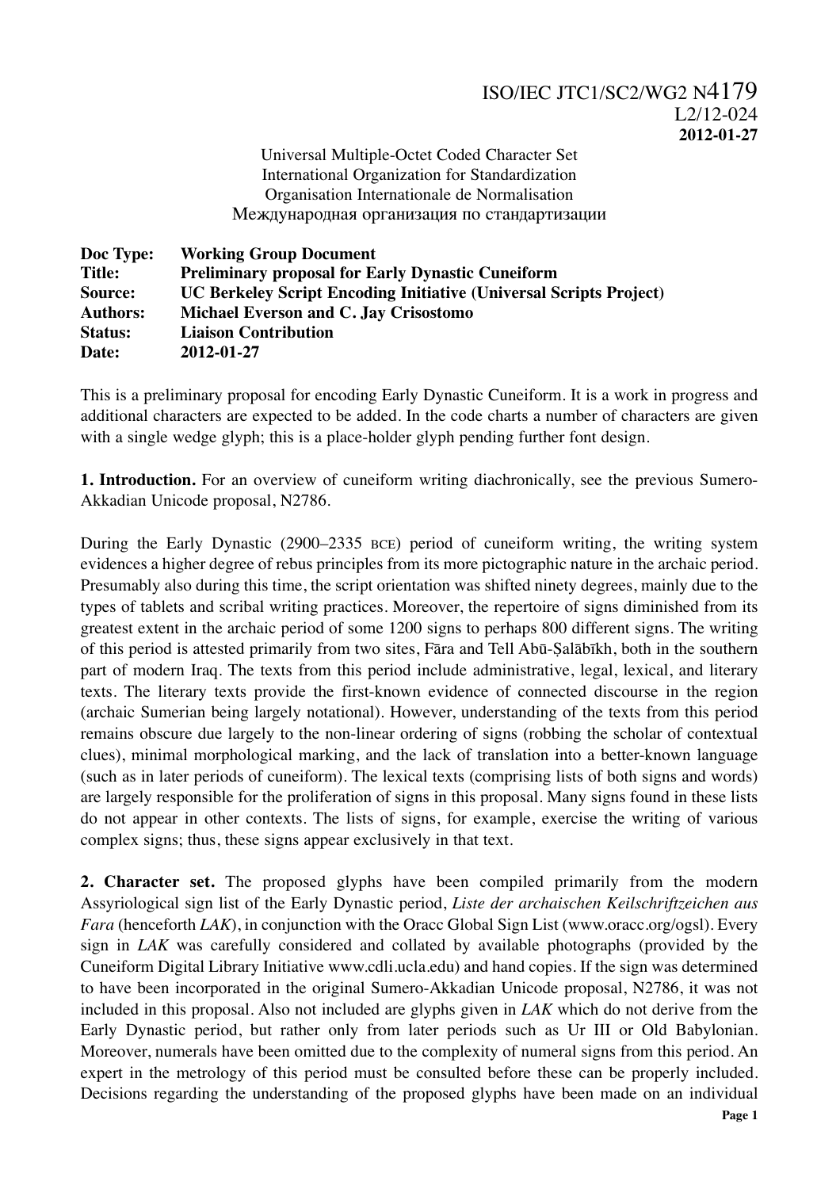ISO/IEC JTC1/SC2/WG2 N4179
L2/12-024
**2012-01-27**

Universal Multiple-Octet Coded Character Set
International Organization for Standardization
Organisation Internationale de Normalisation
Международная организация по стандартизации

| | |
|---|---|
| **Doc Type:** | **Working Group Document** |
| **Title:** | **Preliminary proposal for Early Dynastic Cuneiform** |
| **Source:** | **UC Berkeley Script Encoding Initiative (Universal Scripts Project)** |
| **Authors:** | **Michael Everson and C. Jay Crisostomo** |
| **Status:** | **Liaison Contribution** |
| **Date:** | **2012-01-27** |

This is a preliminary proposal for encoding Early Dynastic Cuneiform. It is a work in progress and additional characters are expected to be added. In the code charts a number of characters are given with a single wedge glyph; this is a place-holder glyph pending further font design.

**1. Introduction.** For an overview of cuneiform writing diachronically, see the previous Sumero-Akkadian Unicode proposal, N2786.

During the Early Dynastic (2900–2335 BCE) period of cuneiform writing, the writing system evidences a higher degree of rebus principles from its more pictographic nature in the archaic period. Presumably also during this time, the script orientation was shifted ninety degrees, mainly due to the types of tablets and scribal writing practices. Moreover, the repertoire of signs diminished from its greatest extent in the archaic period of some 1200 signs to perhaps 800 different signs. The writing of this period is attested primarily from two sites, Fāra and Tell Abū-Ṣalābīkh, both in the southern part of modern Iraq. The texts from this period include administrative, legal, lexical, and literary texts. The literary texts provide the first-known evidence of connected discourse in the region (archaic Sumerian being largely notational). However, understanding of the texts from this period remains obscure due largely to the non-linear ordering of signs (robbing the scholar of contextual clues), minimal morphological marking, and the lack of translation into a better-known language (such as in later periods of cuneiform). The lexical texts (comprising lists of both signs and words) are largely responsible for the proliferation of signs in this proposal. Many signs found in these lists do not appear in other contexts. The lists of signs, for example, exercise the writing of various complex signs; thus, these signs appear exclusively in that text.

**2. Character set.** The proposed glyphs have been compiled primarily from the modern Assyriological sign list of the Early Dynastic period, *Liste der archaischen Keilschriftzeichen aus Fara* (henceforth *LAK*), in conjunction with the Oracc Global Sign List (www.oracc.org/ogsl). Every sign in *LAK* was carefully considered and collated by available photographs (provided by the Cuneiform Digital Library Initiative www.cdli.ucla.edu) and hand copies. If the sign was determined to have been incorporated in the original Sumero-Akkadian Unicode proposal, N2786, it was not included in this proposal. Also not included are glyphs given in *LAK* which do not derive from the Early Dynastic period, but rather only from later periods such as Ur III or Old Babylonian. Moreover, numerals have been omitted due to the complexity of numeral signs from this period. An expert in the metrology of this period must be consulted before these can be properly included. Decisions regarding the understanding of the proposed glyphs have been made on an individual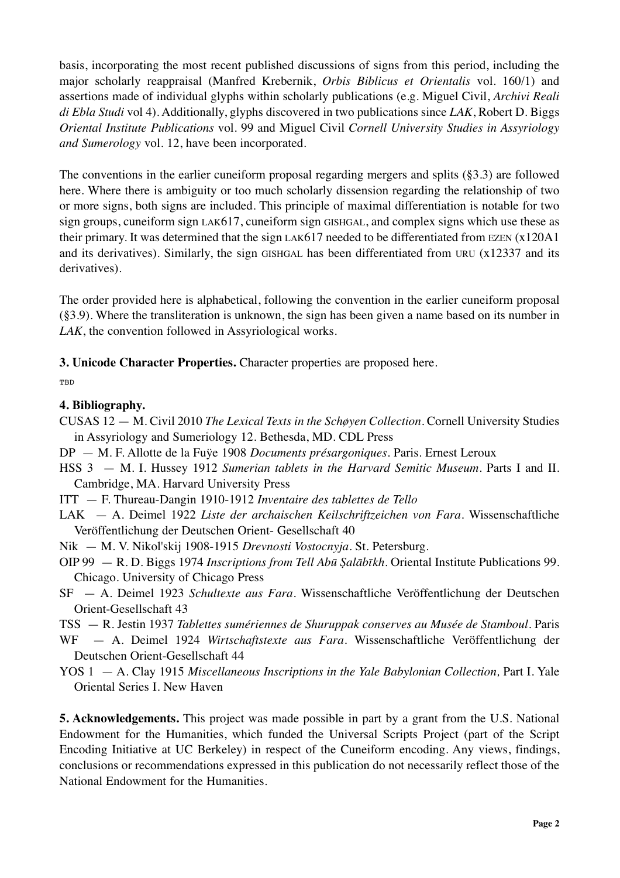basis, incorporating the most recent published discussions of signs from this period, including the major scholarly reappraisal (Manfred Krebernik, *Orbis Biblicus et Orientalis* vol. 160/1) and assertions made of individual glyphs within scholarly publications (e.g. Miguel Civil, *Archivi Reali di Ebla Studi* vol 4). Additionally, glyphs discovered in two publications since *LAK*, Robert D. Biggs *Oriental Institute Publications* vol. 99 and Miguel Civil *Cornell University Studies in Assyriology and Sumerology* vol. 12, have been incorporated.

The conventions in the earlier cuneiform proposal regarding mergers and splits (§3.3) are followed here. Where there is ambiguity or too much scholarly dissension regarding the relationship of two or more signs, both signs are included. This principle of maximal differentiation is notable for two sign groups, cuneiform sign LAK617, cuneiform sign GISHGAL, and complex signs which use these as their primary. It was determined that the sign LAK617 needed to be differentiated from EZEN (x120A1 and its derivatives). Similarly, the sign GISHGAL has been differentiated from URU (x12337 and its derivatives).

The order provided here is alphabetical, following the convention in the earlier cuneiform proposal (§3.9). Where the transliteration is unknown, the sign has been given a name based on its number in *LAK*, the convention followed in Assyriological works.

**3. Unicode Character Properties.** Character properties are proposed here.

TBD

**4. Bibliography.**

CUSAS 12 — M. Civil 2010 *The Lexical Texts in the Schøyen Collection*. Cornell University Studies in Assyriology and Sumeriology 12. Bethesda, MD. CDL Press

DP — M. F. Allotte de la Fuÿe 1908 *Documents présargoniques*. Paris. Ernest Leroux

HSS 3 — M. I. Hussey 1912 *Sumerian tablets in the Harvard Semitic Museum*. Parts I and II. Cambridge, MA. Harvard University Press

ITT — F. Thureau-Dangin 1910-1912 *Inventaire des tablettes de Tello*

LAK — A. Deimel 1922 *Liste der archaischen Keilschriftzeichen von Fara*. Wissenschaftliche Veröffentlichung der Deutschen Orient- Gesellschaft 40

Nik — M. V. Nikol'skij 1908-1915 *Drevnosti Vostocnyja*. St. Petersburg.

OIP 99 — R. D. Biggs 1974 *Inscriptions from Tell Abū Ṣalābīkh*. Oriental Institute Publications 99. Chicago. University of Chicago Press

SF — A. Deimel 1923 *Schultexte aus Fara*. Wissenschaftliche Veröffentlichung der Deutschen Orient-Gesellschaft 43

TSS — R. Jestin 1937 *Tablettes sumériennes de Shuruppak conserves au Musée de Stamboul*. Paris

WF — A. Deimel 1924 *Wirtschaftstexte aus Fara*. Wissenschaftliche Veröffentlichung der Deutschen Orient-Gesellschaft 44

YOS 1 — A. Clay 1915 *Miscellaneous Inscriptions in the Yale Babylonian Collection,* Part I. Yale Oriental Series I. New Haven

**5. Acknowledgements.** This project was made possible in part by a grant from the U.S. National Endowment for the Humanities, which funded the Universal Scripts Project (part of the Script Encoding Initiative at UC Berkeley) in respect of the Cuneiform encoding. Any views, findings, conclusions or recommendations expressed in this publication do not necessarily reflect those of the National Endowment for the Humanities.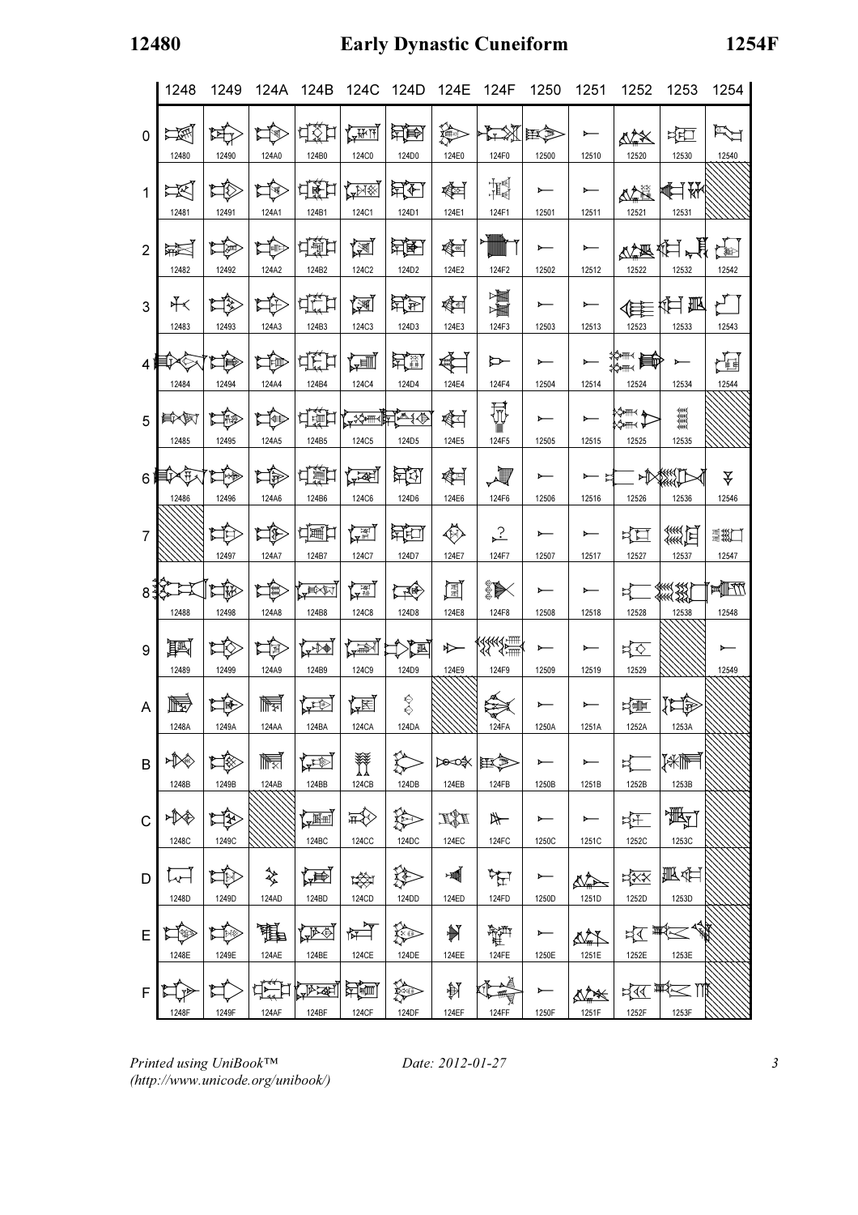| | 1248 | 1249 | 124A | 124B | 124C | 124D | 124E | 124F | 1250 | 1251 | 1252 | 1253 | 1254 |
|---|---|---|---|---|---|---|---|---|---|---|---|---|---|
| 0 | 12480 | 12490 | 124A0 | 124B0 | 124C0 | 124D0 | 124E0 | 124F0 | 12500 | 12510 | 12520 | 12530 | 12540 |
| 1 | 12481 | 12491 | 124A1 | 124B1 | 124C1 | 124D1 | 124E1 | 124F1 | 12501 | 12511 | 12521 | 12531 | |
| 2 | 12482 | 12492 | 124A2 | 124B2 | 124C2 | 124D2 | 124E2 | 124F2 | 12502 | 12512 | 12522 | 12532 | 12542 |
| 3 | 12483 | 12493 | 124A3 | 124B3 | 124C3 | 124D3 | 124E3 | 124F3 | 12503 | 12513 | 12523 | 12533 | 12543 |
| 4 | 12484 | 12494 | 124A4 | 124B4 | 124C4 | 124D4 | 124E4 | 124F4 | 12504 | 12514 | 12524 | 12534 | 12544 |
| 5 | 12485 | 12495 | 124A5 | 124B5 | 124C5 | 124D5 | 124E5 | 124F5 | 12505 | 12515 | 12525 | 12535 | |
| 6 | 12486 | 12496 | 124A6 | 124B6 | 124C6 | 124D6 | 124E6 | 124F6 | 12506 | 12516 | 12526 | 12536 | 12546 |
| 7 | | 12497 | 124A7 | 124B7 | 124C7 | 124D7 | 124E7 | 124F7 | 12507 | 12517 | 12527 | 12537 | 12547 |
| 8 | 12488 | 12498 | 124A8 | 124B8 | 124C8 | 124D8 | 124E8 | 124F8 | 12508 | 12518 | 12528 | 12538 | 12548 |
| 9 | 12489 | 12499 | 124A9 | 124B9 | 124C9 | 124D9 | 124E9 | 124F9 | 12509 | 12519 | 12529 | | 12549 |
| A | 1248A | 1249A | 124AA | 124BA | 124CA | 124DA | | 124FA | 1250A | 1251A | 1252A | 1253A | |
| B | 1248B | 1249B | 124AB | 124BB | 124CB | 124DB | 124EB | 124FB | 1250B | 1251B | 1252B | 1253B | |
| C | 1248C | 1249C | | 124BC | 124CC | 124DC | 124EC | 124FC | 1250C | 1251C | 1252C | 1253C | |
| D | 1248D | 1249D | 124AD | 124BD | 124CD | 124DD | 124ED | 124FD | 1250D | 1251D | 1252D | 1253D | |
| E | 1248E | 1249E | 124AE | 124BE | 124CE | 124DE | 124EE | 124FE | 1250E | 1251E | 1252E | 1253E | |
| F | 1248F | 1249F | 124AF | 124BF | 124CF | 124DF | 124EF | 124FF | 1250F | 1251F | 1252F | 1253F | |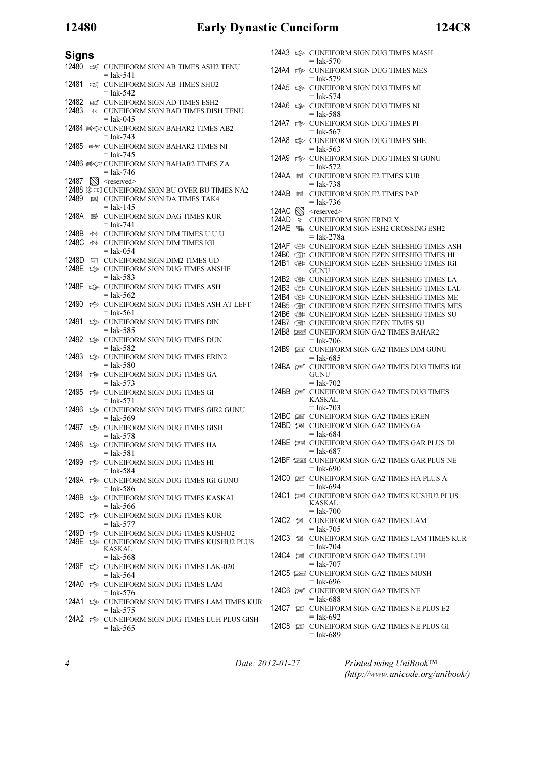## Signs

12480 CUNEIFORM SIGN AB TIMES ASH2 TENU
= lak-541

12481 CUNEIFORM SIGN AB TIMES SHU2
= lak-542

12482 CUNEIFORM SIGN AD TIMES ESH2

12483 CUNEIFORM SIGN BAD TIMES DISH TENU
= lak-045

12484 CUNEIFORM SIGN BAHAR2 TIMES AB2
= lak-743

12485 CUNEIFORM SIGN BAHAR2 TIMES NI
= lak-745

12486 CUNEIFORM SIGN BAHAR2 TIMES ZA
= lak-746

12487 <reserved>

12488 CUNEIFORM SIGN BU OVER BU TIMES NA2

12489 CUNEIFORM SIGN DA TIMES TAK4
= lak-145

1248A CUNEIFORM SIGN DAG TIMES KUR
= lak-741

1248B CUNEIFORM SIGN DIM TIMES U U U

1248C CUNEIFORM SIGN DIM TIMES IGI
= lak-054

1248D CUNEIFORM SIGN DIM2 TIMES UD

1248E CUNEIFORM SIGN DUG TIMES ANSHE
= lak-583

1248F CUNEIFORM SIGN DUG TIMES ASH
= lak-562

12490 CUNEIFORM SIGN DUG TIMES ASH AT LEFT
= lak-561

12491 CUNEIFORM SIGN DUG TIMES DIN
= lak-585

12492 CUNEIFORM SIGN DUG TIMES DUN
= lak-582

12493 CUNEIFORM SIGN DUG TIMES ERIN2
= lak-580

12494 CUNEIFORM SIGN DUG TIMES GA
= lak-573

12495 CUNEIFORM SIGN DUG TIMES GI
= lak-571

12496 CUNEIFORM SIGN DUG TIMES GIR2 GUNU
= lak-569

12497 CUNEIFORM SIGN DUG TIMES GISH
= lak-578

12498 CUNEIFORM SIGN DUG TIMES HA
= lak-581

12499 CUNEIFORM SIGN DUG TIMES HI
= lak-584

1249A CUNEIFORM SIGN DUG TIMES IGI GUNU
= lak-586

1249B CUNEIFORM SIGN DUG TIMES KASKAL
= lak-566

1249C CUNEIFORM SIGN DUG TIMES KUR
= lak-577

1249D CUNEIFORM SIGN DUG TIMES KUSHU2

1249E CUNEIFORM SIGN DUG TIMES KUSHU2 PLUS KASKAL
= lak-568

1249F CUNEIFORM SIGN DUG TIMES LAK-020
= lak-564

124A0 CUNEIFORM SIGN DUG TIMES LAM
= lak-576

124A1 CUNEIFORM SIGN DUG TIMES LAM TIMES KUR
= lak-575

124A2 CUNEIFORM SIGN DUG TIMES LUH PLUS GISH
= lak-565

124A3 CUNEIFORM SIGN DUG TIMES MASH
= lak-570

124A4 CUNEIFORM SIGN DUG TIMES MES
= lak-579

124A5 CUNEIFORM SIGN DUG TIMES MI
= lak-574

124A6 CUNEIFORM SIGN DUG TIMES NI
= lak-588

124A7 CUNEIFORM SIGN DUG TIMES PI
= lak-567

124A8 CUNEIFORM SIGN DUG TIMES SHE
= lak-563

124A9 CUNEIFORM SIGN DUG TIMES SI GUNU
= lak-572

124AA CUNEIFORM SIGN E2 TIMES KUR
= lak-738

124AB CUNEIFORM SIGN E2 TIMES PAP
= lak-736

124AC <reserved>

124AD CUNEIFORM SIGN ERIN2 X

124AE CUNEIFORM SIGN ESH2 CROSSING ESH2
= lak-278a

124AF CUNEIFORM SIGN EZEN SHESHIG TIMES ASH

124B0 CUNEIFORM SIGN EZEN SHESHIG TIMES HI

124B1 CUNEIFORM SIGN EZEN SHESHIG TIMES IGI GUNU

124B2 CUNEIFORM SIGN EZEN SHESHIG TIMES LA

124B3 CUNEIFORM SIGN EZEN SHESHIG TIMES LAL

124B4 CUNEIFORM SIGN EZEN SHESHIG TIMES ME

124B5 CUNEIFORM SIGN EZEN SHESHIG TIMES MES

124B6 CUNEIFORM SIGN EZEN SHESHIG TIMES SU

124B7 CUNEIFORM SIGN EZEN TIMES SU

124B8 CUNEIFORM SIGN GA2 TIMES BAHAR2
= lak-706

124B9 CUNEIFORM SIGN GA2 TIMES DIM GUNU
= lak-685

124BA CUNEIFORM SIGN GA2 TIMES DUG TIMES IGI GUNU
= lak-702

124BB CUNEIFORM SIGN GA2 TIMES DUG TIMES KASKAL
= lak-703

124BC CUNEIFORM SIGN GA2 TIMES EREN

124BD CUNEIFORM SIGN GA2 TIMES GA
= lak-684

124BE CUNEIFORM SIGN GA2 TIMES GAR PLUS DI
= lak-687

124BF CUNEIFORM SIGN GA2 TIMES GAR PLUS NE
= lak-690

124C0 CUNEIFORM SIGN GA2 TIMES HA PLUS A
= lak-694

124C1 CUNEIFORM SIGN GA2 TIMES KUSHU2 PLUS KASKAL
= lak-700

124C2 CUNEIFORM SIGN GA2 TIMES LAM
= lak-705

124C3 CUNEIFORM SIGN GA2 TIMES LAM TIMES KUR
= lak-704

124C4 CUNEIFORM SIGN GA2 TIMES LUH
= lak-707

124C5 CUNEIFORM SIGN GA2 TIMES MUSH
= lak-696

124C6 CUNEIFORM SIGN GA2 TIMES NE
= lak-688

124C7 CUNEIFORM SIGN GA2 TIMES NE PLUS E2
= lak-692

124C8 CUNEIFORM SIGN GA2 TIMES NE PLUS GI
= lak-689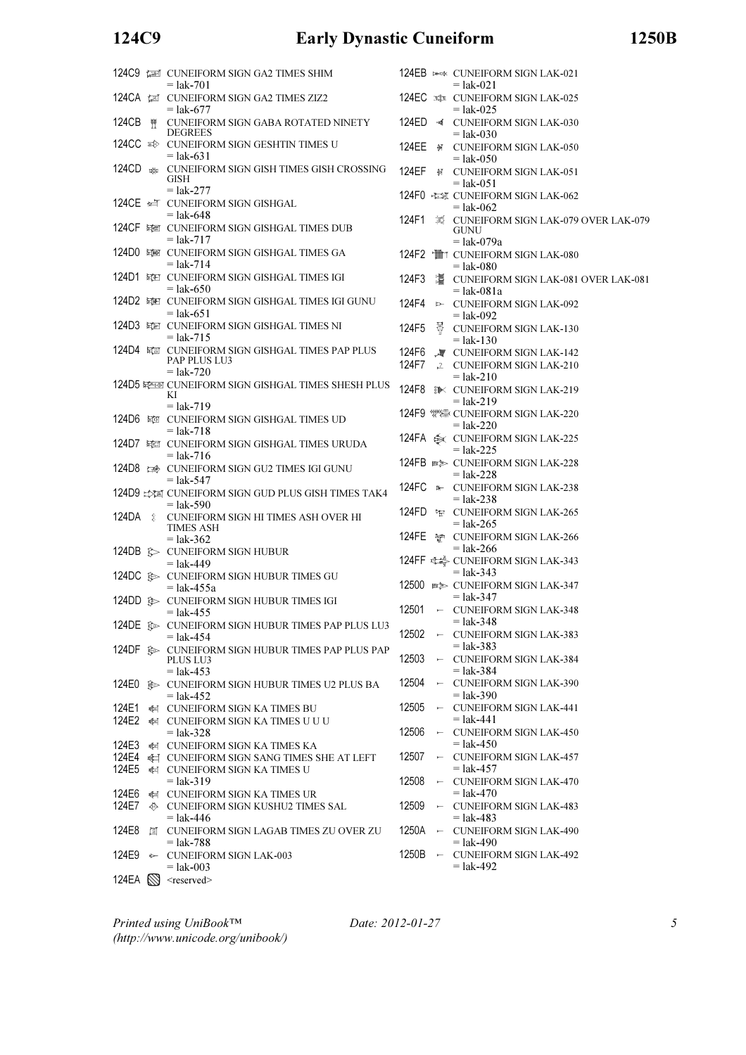124C9 CUNEIFORM SIGN GA2 TIMES SHIM
= lak-701

124CA CUNEIFORM SIGN GA2 TIMES ZIZ2
= lak-677

124CB CUNEIFORM SIGN GABA ROTATED NINETY DEGREES

124CC CUNEIFORM SIGN GESHTIN TIMES U
= lak-631

124CD CUNEIFORM SIGN GISH TIMES GISH CROSSING GISH
= lak-277

124CE CUNEIFORM SIGN GISHGAL
= lak-648

124CF CUNEIFORM SIGN GISHGAL TIMES DUB
= lak-717

124D0 CUNEIFORM SIGN GISHGAL TIMES GA
= lak-714

124D1 CUNEIFORM SIGN GISHGAL TIMES IGI
= lak-650

124D2 CUNEIFORM SIGN GISHGAL TIMES IGI GUNU
= lak-651

124D3 CUNEIFORM SIGN GISHGAL TIMES NI
= lak-715

124D4 CUNEIFORM SIGN GISHGAL TIMES PAP PLUS PAP PLUS LU3
= lak-720

124D5 CUNEIFORM SIGN GISHGAL TIMES SHESH PLUS KI
= lak-719

124D6 CUNEIFORM SIGN GISHGAL TIMES UD
= lak-718

124D7 CUNEIFORM SIGN GISHGAL TIMES URUDA
= lak-716

124D8 CUNEIFORM SIGN GU2 TIMES IGI GUNU
= lak-547

124D9 CUNEIFORM SIGN GUD PLUS GISH TIMES TAK4
= lak-590

124DA CUNEIFORM SIGN HI TIMES ASH OVER HI TIMES ASH
= lak-362

124DB CUNEIFORM SIGN HUBUR
= lak-449

124DC CUNEIFORM SIGN HUBUR TIMES GU
= lak-455a

124DD CUNEIFORM SIGN HUBUR TIMES IGI
= lak-455

124DE CUNEIFORM SIGN HUBUR TIMES PAP PLUS LU3
= lak-454

124DF CUNEIFORM SIGN HUBUR TIMES PAP PLUS PAP PLUS LU3
= lak-453

124E0 CUNEIFORM SIGN HUBUR TIMES U2 PLUS BA
= lak-452

124E1 CUNEIFORM SIGN KA TIMES BU

124E2 CUNEIFORM SIGN KA TIMES U U U
= lak-328

124E3 CUNEIFORM SIGN KA TIMES KA

124E4 CUNEIFORM SIGN SANG TIMES SHE AT LEFT

124E5 CUNEIFORM SIGN KA TIMES U
= lak-319

124E6 CUNEIFORM SIGN KA TIMES UR

124E7 CUNEIFORM SIGN KUSHU2 TIMES SAL
= lak-446

124E8 CUNEIFORM SIGN LAGAB TIMES ZU OVER ZU
= lak-788

124E9 CUNEIFORM SIGN LAK-003
= lak-003

124EA <reserved>

124EB CUNEIFORM SIGN LAK-021
= lak-021

124EC CUNEIFORM SIGN LAK-025
= lak-025

124ED CUNEIFORM SIGN LAK-030
= lak-030

124EE CUNEIFORM SIGN LAK-050
= lak-050

124EF CUNEIFORM SIGN LAK-051
= lak-051

124F0 CUNEIFORM SIGN LAK-062
= lak-062

124F1 CUNEIFORM SIGN LAK-079 OVER LAK-079 GUNU
= lak-079a

124F2 CUNEIFORM SIGN LAK-080
= lak-080

124F3 CUNEIFORM SIGN LAK-081 OVER LAK-081
= lak-081a

124F4 CUNEIFORM SIGN LAK-092
= lak-092

124F5 CUNEIFORM SIGN LAK-130
= lak-130

124F6 CUNEIFORM SIGN LAK-142

124F7 CUNEIFORM SIGN LAK-210
= lak-210

124F8 CUNEIFORM SIGN LAK-219
= lak-219

124F9 CUNEIFORM SIGN LAK-220
= lak-220

124FA CUNEIFORM SIGN LAK-225
= lak-225

124FB CUNEIFORM SIGN LAK-228
= lak-228

124FC CUNEIFORM SIGN LAK-238
= lak-238

124FD CUNEIFORM SIGN LAK-265
= lak-265

124FE CUNEIFORM SIGN LAK-266
= lak-266

124FF CUNEIFORM SIGN LAK-343
= lak-343

12500 CUNEIFORM SIGN LAK-347
= lak-347

12501 CUNEIFORM SIGN LAK-348
= lak-348

12502 CUNEIFORM SIGN LAK-383
= lak-383

12503 CUNEIFORM SIGN LAK-384
= lak-384

12504 CUNEIFORM SIGN LAK-390
= lak-390

12505 CUNEIFORM SIGN LAK-441
= lak-441

12506 CUNEIFORM SIGN LAK-450
= lak-450

12507 CUNEIFORM SIGN LAK-457
= lak-457

12508 CUNEIFORM SIGN LAK-470
= lak-470

12509 CUNEIFORM SIGN LAK-483
= lak-483

1250A CUNEIFORM SIGN LAK-490
= lak-490

1250B CUNEIFORM SIGN LAK-492
= lak-492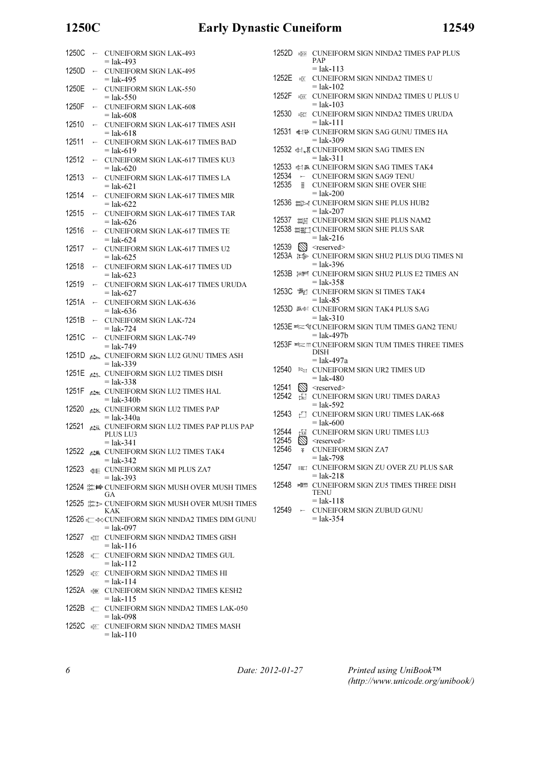1250C ← CUNEIFORM SIGN LAK-493
= lak-493

1250D ← CUNEIFORM SIGN LAK-495
= lak-495

1250E ← CUNEIFORM SIGN LAK-550
= lak-550

1250F ← CUNEIFORM SIGN LAK-608
= lak-608

12510 ← CUNEIFORM SIGN LAK-617 TIMES ASH
= lak-618

12511 ← CUNEIFORM SIGN LAK-617 TIMES BAD
= lak-619

12512 ← CUNEIFORM SIGN LAK-617 TIMES KU3
= lak-620

12513 ← CUNEIFORM SIGN LAK-617 TIMES LA
= lak-621

12514 ← CUNEIFORM SIGN LAK-617 TIMES MIR
= lak-622

12515 ← CUNEIFORM SIGN LAK-617 TIMES TAR
= lak-626

12516 ← CUNEIFORM SIGN LAK-617 TIMES TE
= lak-624

12517 ← CUNEIFORM SIGN LAK-617 TIMES U2
= lak-625

12518 ← CUNEIFORM SIGN LAK-617 TIMES UD
= lak-623

12519 ← CUNEIFORM SIGN LAK-617 TIMES URUDA
= lak-627

1251A ← CUNEIFORM SIGN LAK-636
= lak-636

1251B ← CUNEIFORM SIGN LAK-724
= lak-724

1251C ← CUNEIFORM SIGN LAK-749
= lak-749

1251D CUNEIFORM SIGN LU2 GUNU TIMES ASH
= lak-339

1251E CUNEIFORM SIGN LU2 TIMES DISH
= lak-338

1251F CUNEIFORM SIGN LU2 TIMES HAL
= lak-340b

12520 CUNEIFORM SIGN LU2 TIMES PAP
= lak-340a

12521 CUNEIFORM SIGN LU2 TIMES PAP PLUS PAP PLUS LU3
= lak-341

12522 CUNEIFORM SIGN LU2 TIMES TAK4
= lak-342

12523 CUNEIFORM SIGN MI PLUS ZA7
= lak-393

12524 CUNEIFORM SIGN MUSH OVER MUSH TIMES GA

12525 CUNEIFORM SIGN MUSH OVER MUSH TIMES KAK

12526 CUNEIFORM SIGN NINDA2 TIMES DIM GUNU
= lak-097

12527 CUNEIFORM SIGN NINDA2 TIMES GISH
= lak-116

12528 CUNEIFORM SIGN NINDA2 TIMES GUL
= lak-112

12529 CUNEIFORM SIGN NINDA2 TIMES HI
= lak-114

1252A CUNEIFORM SIGN NINDA2 TIMES KESH2
= lak-115

1252B CUNEIFORM SIGN NINDA2 TIMES LAK-050
= lak-098

1252C CUNEIFORM SIGN NINDA2 TIMES MASH
= lak-110

1252D CUNEIFORM SIGN NINDA2 TIMES PAP PLUS PAP
= lak-113

1252E CUNEIFORM SIGN NINDA2 TIMES U
= lak-102

1252F CUNEIFORM SIGN NINDA2 TIMES U PLUS U
= lak-103

12530 CUNEIFORM SIGN NINDA2 TIMES URUDA
= lak-111

12531 CUNEIFORM SIGN SAG GUNU TIMES HA
= lak-309

12532 CUNEIFORM SIGN SAG TIMES EN
= lak-311

12533 CUNEIFORM SIGN SAG TIMES TAK4

12534 ← CUNEIFORM SIGN SAG9 TENU

12535 CUNEIFORM SIGN SHE OVER SHE
= lak-200

12536 CUNEIFORM SIGN SHE PLUS HUB2
= lak-207

12537 CUNEIFORM SIGN SHE PLUS NAM2

12538 CUNEIFORM SIGN SHE PLUS SAR
= lak-216

12539 <reserved>

1253A CUNEIFORM SIGN SHU2 PLUS DUG TIMES NI
= lak-396

1253B CUNEIFORM SIGN SHU2 PLUS E2 TIMES AN
= lak-358

1253C CUNEIFORM SIGN SI TIMES TAK4
= lak-85

1253D CUNEIFORM SIGN TAK4 PLUS SAG
= lak-310

1253E CUNEIFORM SIGN TUM TIMES GAN2 TENU
= lak-497b

1253F CUNEIFORM SIGN TUM TIMES THREE TIMES DISH
= lak-497a

12540 CUNEIFORM SIGN UR2 TIMES UD
= lak-480

12541 <reserved>

12542 CUNEIFORM SIGN URU TIMES DARA3
= lak-592

12543 CUNEIFORM SIGN URU TIMES LAK-668
= lak-600

12544 CUNEIFORM SIGN URU TIMES LU3

12545 <reserved>

12546 CUNEIFORM SIGN ZA7
= lak-798

12547 CUNEIFORM SIGN ZU OVER ZU PLUS SAR
= lak-218

12548 CUNEIFORM SIGN ZU5 TIMES THREE DISH TENU
= lak-118

12549 ← CUNEIFORM SIGN ZUBUD GUNU
= lak-354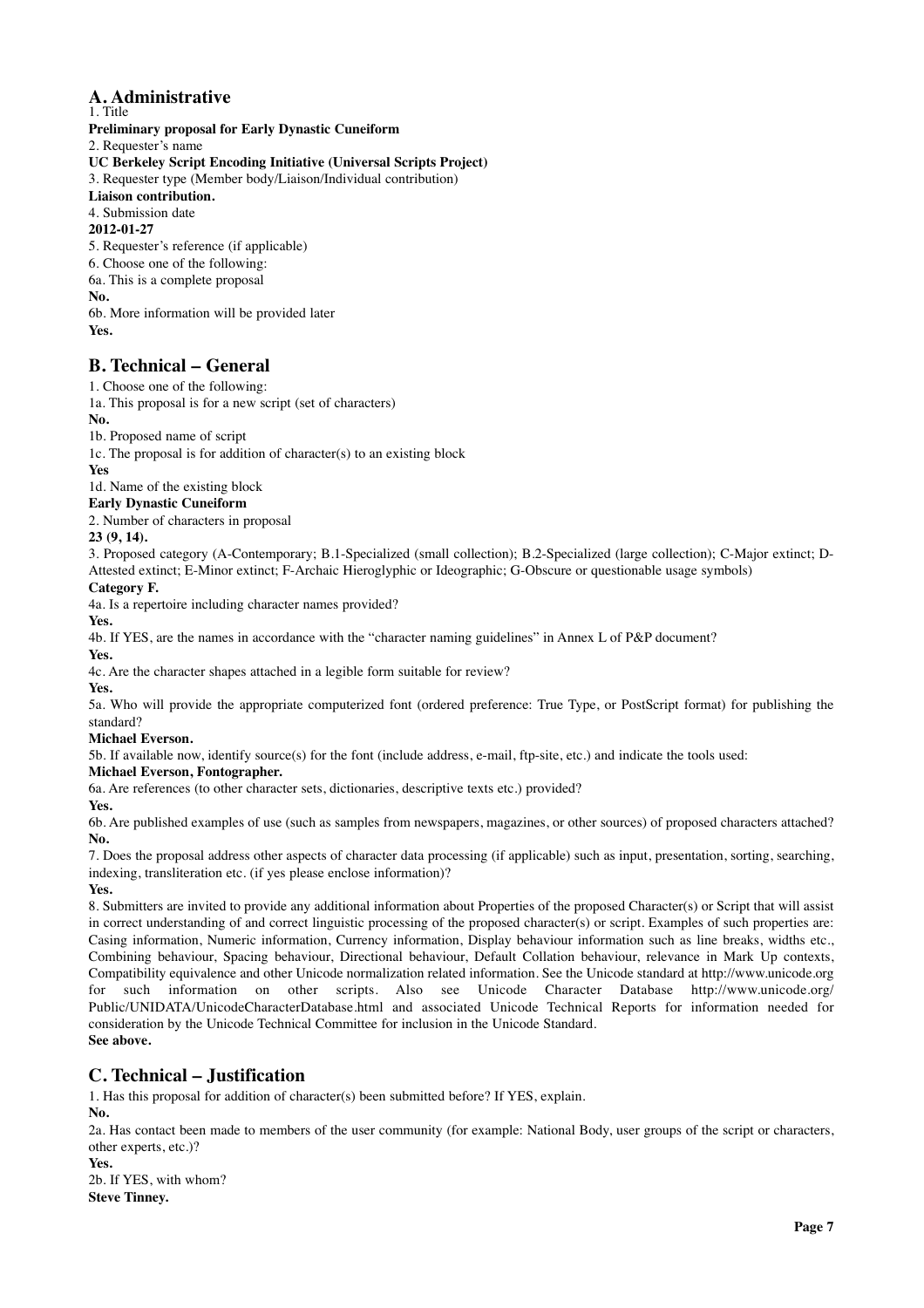## A. Administrative

1. Title

**Preliminary proposal for Early Dynastic Cuneiform**

2. Requester's name

**UC Berkeley Script Encoding Initiative (Universal Scripts Project)**

3. Requester type (Member body/Liaison/Individual contribution)

**Liaison contribution.**

4. Submission date

**2012-01-27**

5. Requester's reference (if applicable)

6. Choose one of the following:

6a. This is a complete proposal

**No.**

6b. More information will be provided later

**Yes.**

## B. Technical – General

1. Choose one of the following:

1a. This proposal is for a new script (set of characters)

**No.**

1b. Proposed name of script

1c. The proposal is for addition of character(s) to an existing block

**Yes**

1d. Name of the existing block

**Early Dynastic Cuneiform**

2. Number of characters in proposal

**23 (9, 14).**

3. Proposed category (A-Contemporary; B.1-Specialized (small collection); B.2-Specialized (large collection); C-Major extinct; D-Attested extinct; E-Minor extinct; F-Archaic Hieroglyphic or Ideographic; G-Obscure or questionable usage symbols)

**Category F.**

4a. Is a repertoire including character names provided?

**Yes.**

4b. If YES, are the names in accordance with the "character naming guidelines" in Annex L of P&P document?

**Yes.**

4c. Are the character shapes attached in a legible form suitable for review?

**Yes.**

5a. Who will provide the appropriate computerized font (ordered preference: True Type, or PostScript format) for publishing the standard?

**Michael Everson.**

5b. If available now, identify source(s) for the font (include address, e-mail, ftp-site, etc.) and indicate the tools used:

**Michael Everson, Fontographer.**

6a. Are references (to other character sets, dictionaries, descriptive texts etc.) provided?

**Yes.**

6b. Are published examples of use (such as samples from newspapers, magazines, or other sources) of proposed characters attached?

**No.**

7. Does the proposal address other aspects of character data processing (if applicable) such as input, presentation, sorting, searching, indexing, transliteration etc. (if yes please enclose information)?

**Yes.**

8. Submitters are invited to provide any additional information about Properties of the proposed Character(s) or Script that will assist in correct understanding of and correct linguistic processing of the proposed character(s) or script. Examples of such properties are: Casing information, Numeric information, Currency information, Display behaviour information such as line breaks, widths etc., Combining behaviour, Spacing behaviour, Directional behaviour, Default Collation behaviour, relevance in Mark Up contexts, Compatibility equivalence and other Unicode normalization related information. See the Unicode standard at http://www.unicode.org for such information on other scripts. Also see Unicode Character Database http://www.unicode.org/Public/UNIDATA/UnicodeCharacterDatabase.html and associated Unicode Technical Reports for information needed for consideration by the Unicode Technical Committee for inclusion in the Unicode Standard.

**See above.**

## C. Technical – Justification

1. Has this proposal for addition of character(s) been submitted before? If YES, explain.

**No.**

2a. Has contact been made to members of the user community (for example: National Body, user groups of the script or characters, other experts, etc.)?

**Yes.**

2b. If YES, with whom?

**Steve Tinney.**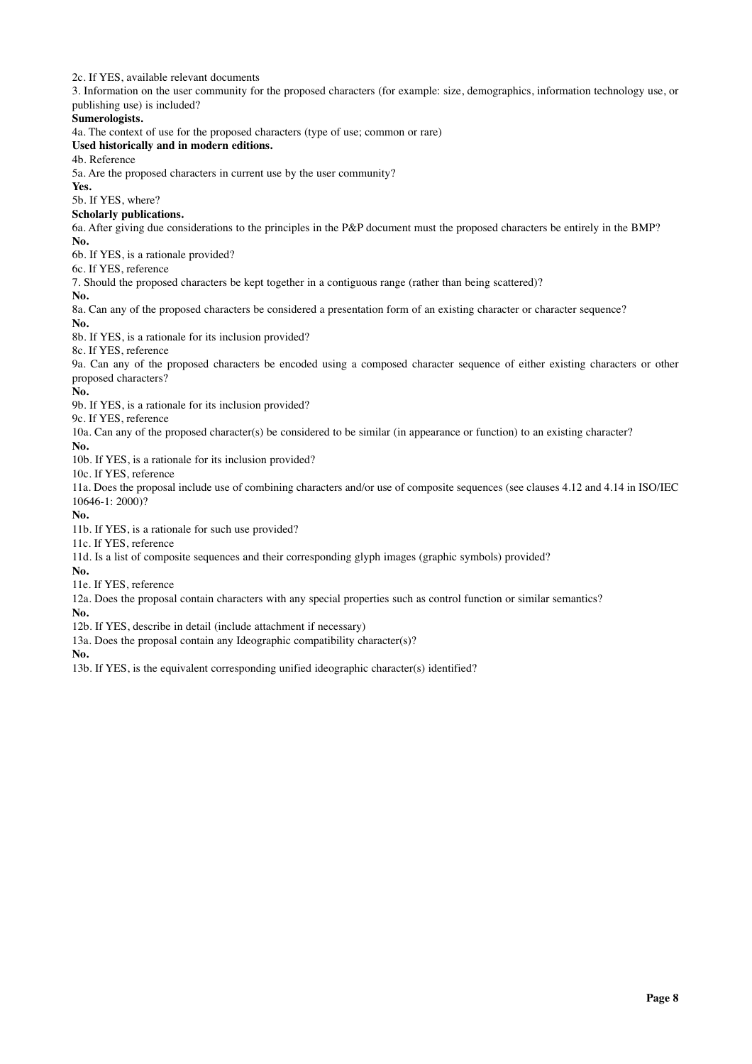2c. If YES, available relevant documents

3. Information on the user community for the proposed characters (for example: size, demographics, information technology use, or publishing use) is included?

**Sumerologists.**

4a. The context of use for the proposed characters (type of use; common or rare)

**Used historically and in modern editions.**

4b. Reference

5a. Are the proposed characters in current use by the user community?

**Yes.**

5b. If YES, where?

**Scholarly publications.**

6a. After giving due considerations to the principles in the P&P document must the proposed characters be entirely in the BMP?

**No.**

6b. If YES, is a rationale provided?

6c. If YES, reference

7. Should the proposed characters be kept together in a contiguous range (rather than being scattered)?

**No.**

8a. Can any of the proposed characters be considered a presentation form of an existing character or character sequence?

**No.**

8b. If YES, is a rationale for its inclusion provided?

8c. If YES, reference

9a. Can any of the proposed characters be encoded using a composed character sequence of either existing characters or other proposed characters?

**No.**

9b. If YES, is a rationale for its inclusion provided?

9c. If YES, reference

10a. Can any of the proposed character(s) be considered to be similar (in appearance or function) to an existing character?

**No.**

10b. If YES, is a rationale for its inclusion provided?

10c. If YES, reference

11a. Does the proposal include use of combining characters and/or use of composite sequences (see clauses 4.12 and 4.14 in ISO/IEC 10646-1: 2000)?

**No.**

11b. If YES, is a rationale for such use provided?

11c. If YES, reference

11d. Is a list of composite sequences and their corresponding glyph images (graphic symbols) provided?

**No.**

11e. If YES, reference

12a. Does the proposal contain characters with any special properties such as control function or similar semantics?

**No.**

12b. If YES, describe in detail (include attachment if necessary)

13a. Does the proposal contain any Ideographic compatibility character(s)?

**No.**

13b. If YES, is the equivalent corresponding unified ideographic character(s) identified?